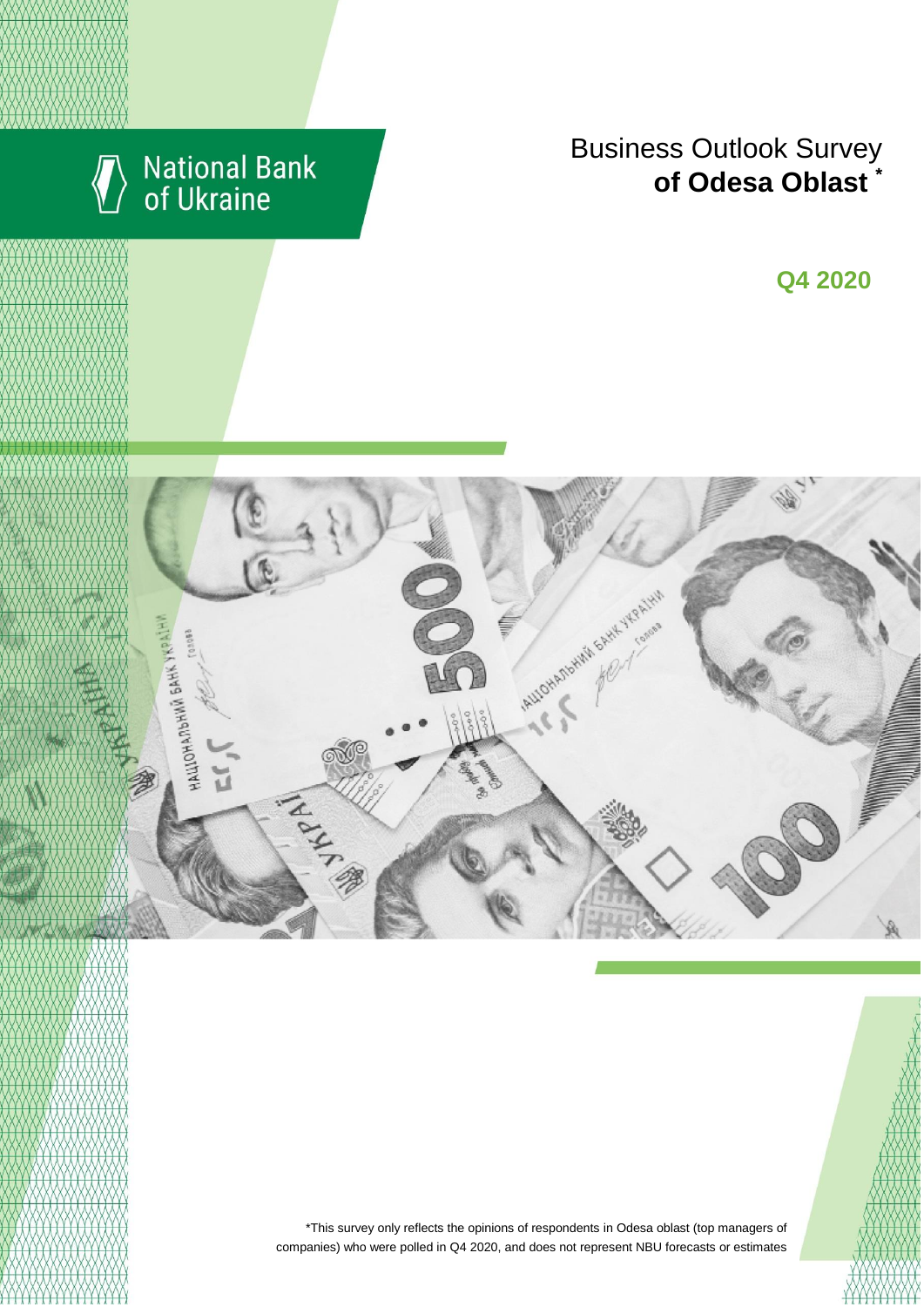National Bank of Ukraine

# Business Outlook Survey **of Odesa Oblast** *

## Q4 2020

*This survey only reflects the opinions of respondents in Odesa oblast (top managers of companies) who were polled in Q4 2020, and does not represent NBU forecasts or estimates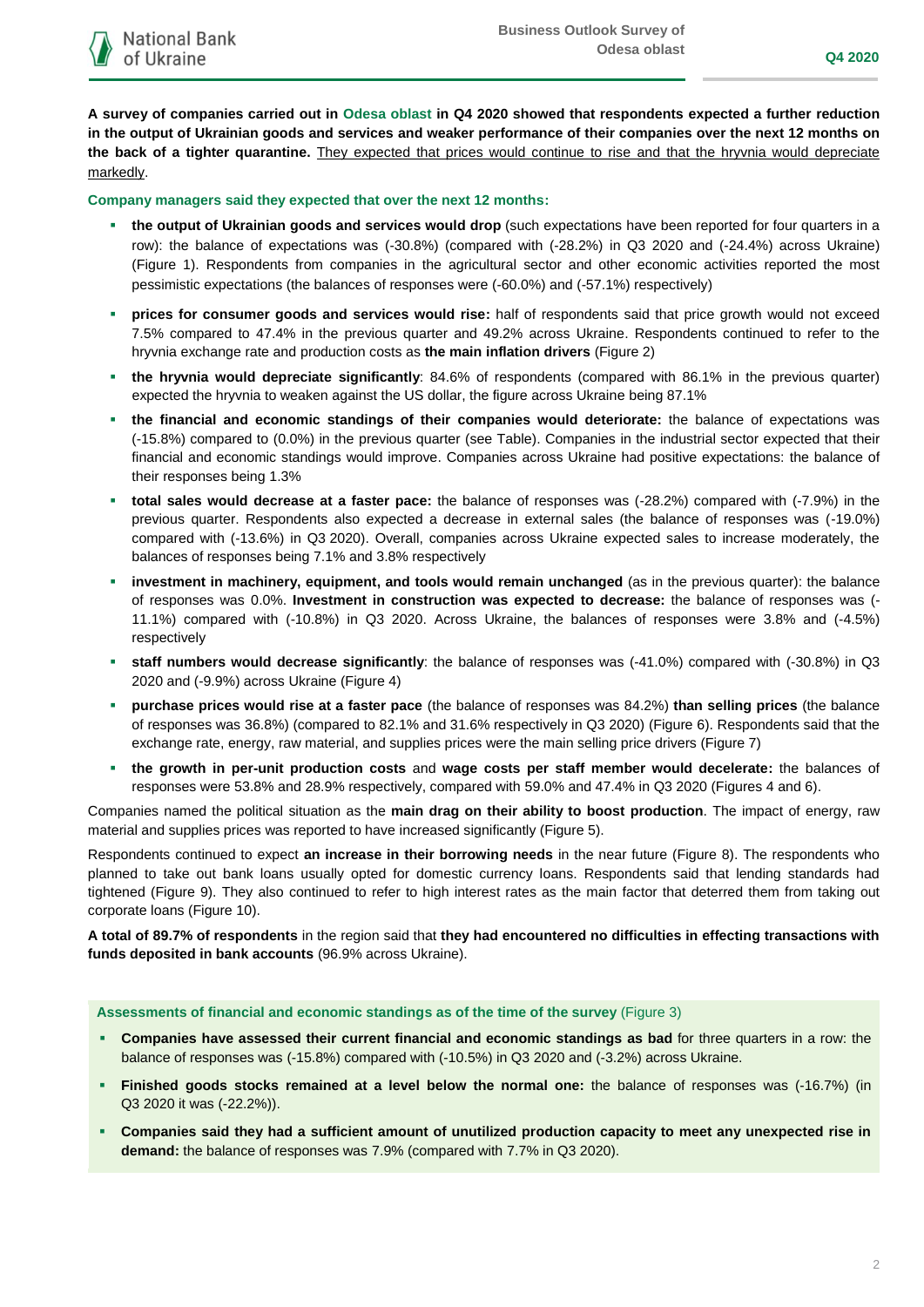**A survey of companies carried out in Odesa oblast in Q4 2020 showed that respondents expected a further reduction in the output of Ukrainian goods and services and weaker performance of their companies over the next 12 months on the back of a tighter quarantine.** They expected that prices would continue to rise and that the hryvnia would depreciate markedly.

**Company managers said they expected that over the next 12 months:**

- **the output of Ukrainian goods and services would drop** (such expectations have been reported for four quarters in a row): the balance of expectations was (-30.8%) (compared with (-28.2%) in Q3 2020 and (-24.4%) across Ukraine) (Figure 1). Respondents from companies in the agricultural sector and other economic activities reported the most pessimistic expectations (the balances of responses were (-60.0%) and (-57.1%) respectively)
- **prices for consumer goods and services would rise:** half of respondents said that price growth would not exceed 7.5% compared to 47.4% in the previous quarter and 49.2% across Ukraine. Respondents continued to refer to the hryvnia exchange rate and production costs as **the main inflation drivers** (Figure 2)
- **the hryvnia would depreciate significantly**: 84.6% of respondents (compared with 86.1% in the previous quarter) expected the hryvnia to weaken against the US dollar, the figure across Ukraine being 87.1%
- **the financial and economic standings of their companies would deteriorate:** the balance of expectations was (-15.8%) compared to (0.0%) in the previous quarter (see Table). Companies in the industrial sector expected that their financial and economic standings would improve. Companies across Ukraine had positive expectations: the balance of their responses being 1.3%
- **total sales would decrease at a faster pace:** the balance of responses was (-28.2%) compared with (-7.9%) in the previous quarter. Respondents also expected a decrease in external sales (the balance of responses was (-19.0%) compared with (-13.6%) in Q3 2020). Overall, companies across Ukraine expected sales to increase moderately, the balances of responses being 7.1% and 3.8% respectively
- **investment in machinery, equipment, and tools would remain unchanged** (as in the previous quarter): the balance of responses was 0.0%. **Investment in construction was expected to decrease:** the balance of responses was (-11.1%) compared with (-10.8%) in Q3 2020. Across Ukraine, the balances of responses were 3.8% and (-4.5%) respectively
- **staff numbers would decrease significantly**: the balance of responses was (-41.0%) compared with (-30.8%) in Q3 2020 and (-9.9%) across Ukraine (Figure 4)
- **purchase prices would rise at a faster pace** (the balance of responses was 84.2%) **than selling prices** (the balance of responses was 36.8%) (compared to 82.1% and 31.6% respectively in Q3 2020) (Figure 6). Respondents said that the exchange rate, energy, raw material, and supplies prices were the main selling price drivers (Figure 7)
- **the growth in per-unit production costs** and **wage costs per staff member would decelerate:** the balances of responses were 53.8% and 28.9% respectively, compared with 59.0% and 47.4% in Q3 2020 (Figures 4 and 6).

Companies named the political situation as the **main drag on their ability to boost production**. The impact of energy, raw material and supplies prices was reported to have increased significantly (Figure 5).

Respondents continued to expect **an increase in their borrowing needs** in the near future (Figure 8). The respondents who planned to take out bank loans usually opted for domestic currency loans. Respondents said that lending standards had tightened (Figure 9). They also continued to refer to high interest rates as the main factor that deterred them from taking out corporate loans (Figure 10).

**A total of 89.7% of respondents** in the region said that **they had encountered no difficulties in effecting transactions with funds deposited in bank accounts** (96.9% across Ukraine).

**Assessments of financial and economic standings as of the time of the survey** (Figure 3)

- **Companies have assessed their current financial and economic standings as bad** for three quarters in a row: the balance of responses was (-15.8%) compared with (-10.5%) in Q3 2020 and (-3.2%) across Ukraine.
- **Finished goods stocks remained at a level below the normal one:** the balance of responses was (-16.7%) (in Q3 2020 it was (-22.2%)).
- **Companies said they had a sufficient amount of unutilized production capacity to meet any unexpected rise in demand:** the balance of responses was 7.9% (compared with 7.7% in Q3 2020).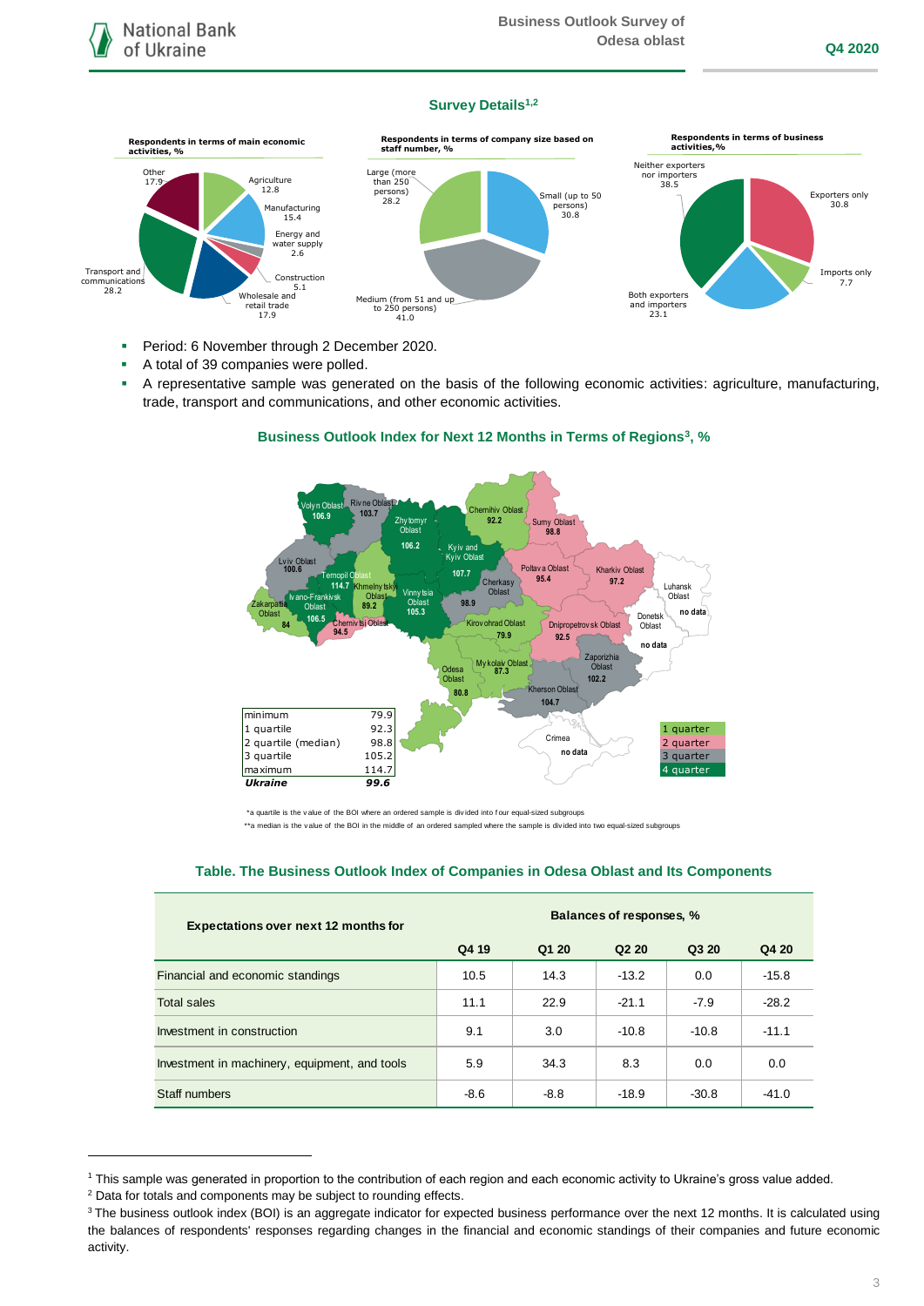## Survey Details[1,2]

**Respondents in terms of main economic activities, %**

- Agriculture 12.8
- Manufacturing 15.4
- Energy and water supply 2.6
- Construction 5.1
- Wholesale and retail trade 17.9
- Transport and communications 28.2
- Other 17.9

**Respondents in terms of company size based on staff number, %**

- Small (up to 50 persons) 30.8
- Medium (from 51 and up to 250 persons) 41.0
- Large (more than 250 persons) 28.2

**Respondents in terms of business activities, %**

- Exporters only 30.8
- Imports only 7.7
- Both exporters and importers 23.1
- Neither exporters nor importers 38.5

- Period: 6 November through 2 December 2020.
- A total of 39 companies were polled.
- A representative sample was generated on the basis of the following economic activities: agriculture, manufacturing, trade, transport and communications, and other economic activities.

### Business Outlook Index for Next 12 Months in Terms of Regions[3], %

| Region | BOI |
|---|---|
| Volyn Oblast | 106.9 |
| Rivne Oblast | 103.7 |
| Zhytomyr Oblast | 106.2 |
| Chernihiv Oblast | 92.2 |
| Sumy Oblast | 98.8 |
| Kyiv and Kyiv Oblast | 107.7 |
| Lviv Oblast | 100.6 |
| Ternopil Oblast | 114.7 |
| Khmelnytskyi Oblast | 89.2 |
| Vinnytsia Oblast | 105.3 |
| Cherkasy Oblast | 98.9 |
| Poltava Oblast | 95.4 |
| Kharkiv Oblast | 97.2 |
| Luhansk Oblast | no data |
| Ivano-Frankivsk Oblast | 106.5 |
| Zakarpattia Oblast | 84 |
| Chernivtsi Oblast | 94.5 |
| Kirovohrad Oblast | 79.9 |
| Dnipropetrovsk Oblast | 92.5 |
| Donetsk Oblast | no data |
| Odesa Oblast | 80.8 |
| Mykolaiv Oblast | 87.3 |
| Zaporizhia Oblast | 102.2 |
| Kherson Oblast | 104.7 |
| Crimea | no data |

| | |
|---|---|
| minimum | 79.9 |
| 1 quartile | 92.3 |
| 2 quartile (median) | 98.8 |
| 3 quartile | 105.2 |
| maximum | 114.7 |
| ***Ukraine*** | ***99.6*** |

Legend: 1 quarter, 2 quarter, 3 quarter, 4 quarter

*a quartile is the value of the BOI where an ordered sample is divided into four equal-sized subgroups

**a median is the value of the BOI in the middle of an ordered sampled where the sample is divided into two equal-sized subgroups

### Table. The Business Outlook Index of Companies in Odesa Oblast and Its Components

| Expectations over next 12 months for | Balances of responses, % | | | | |
|---|---|---|---|---|---|
| | Q4 19 | Q1 20 | Q2 20 | Q3 20 | Q4 20 |
| Financial and economic standings | 10.5 | 14.3 | -13.2 | 0.0 | -15.8 |
| Total sales | 11.1 | 22.9 | -21.1 | -7.9 | -28.2 |
| Investment in construction | 9.1 | 3.0 | -10.8 | -10.8 | -11.1 |
| Investment in machinery, equipment, and tools | 5.9 | 34.3 | 8.3 | 0.0 | 0.0 |
| Staff numbers | -8.6 | -8.8 | -18.9 | -30.8 | -41.0 |

[1] This sample was generated in proportion to the contribution of each region and each economic activity to Ukraine's gross value added.

[2] Data for totals and components may be subject to rounding effects.

[3] The business outlook index (BOI) is an aggregate indicator for expected business performance over the next 12 months. It is calculated using the balances of respondents' responses regarding changes in the financial and economic standings of their companies and future economic activity.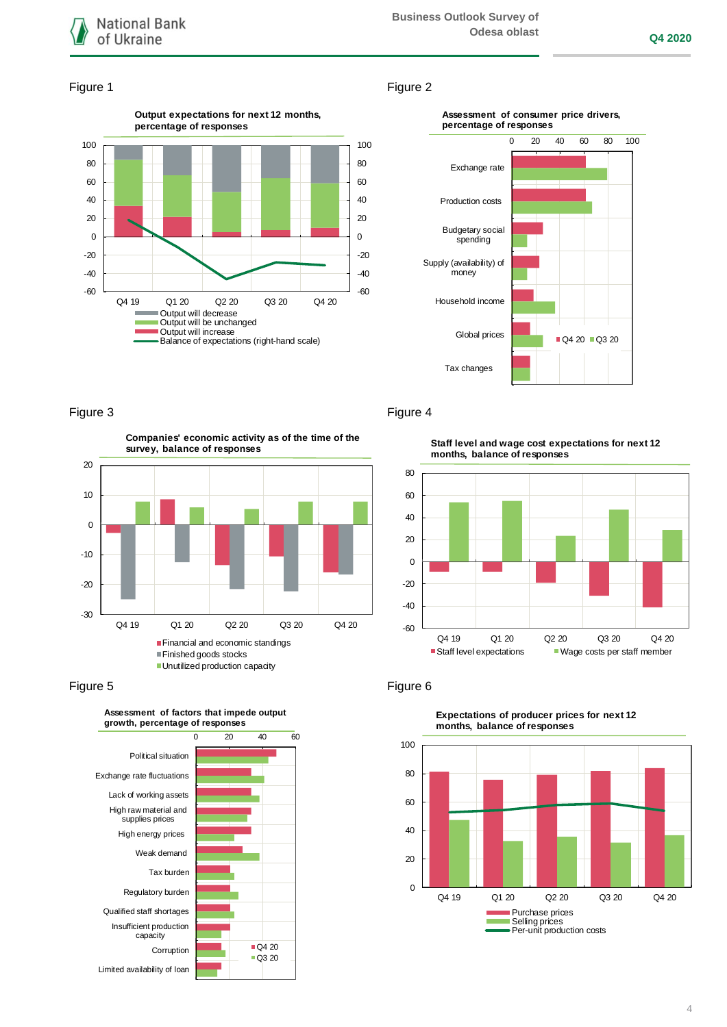Figure 1

**Output expectations for next 12 months, percentage of responses**

Legend: Output will decrease; Output will be unchanged; Output will increase; Balance of expectations (right-hand scale)

Periods: Q4 19, Q1 20, Q2 20, Q3 20, Q4 20

Figure 2

**Assessment of consumer price drivers, percentage of responses**

Categories: Exchange rate; Production costs; Budgetary social spending; Supply (availability) of money; Household income; Global prices; Tax changes

Legend: Q4 20; Q3 20

Figure 3

**Companies' economic activity as of the time of the survey, balance of responses**

Legend: Financial and economic standings; Finished goods stocks; Unutilized production capacity

Periods: Q4 19, Q1 20, Q2 20, Q3 20, Q4 20

Figure 4

**Staff level and wage cost expectations for next 12 months, balance of responses**

Legend: Staff level expectations; Wage costs per staff member

Periods: Q4 19, Q1 20, Q2 20, Q3 20, Q4 20

Figure 5

**Assessment of factors that impede output growth, percentage of responses**

Categories: Political situation; Exchange rate fluctuations; Lack of working assets; High raw material and supplies prices; High energy prices; Weak demand; Tax burden; Regulatory burden; Qualified staff shortages; Insufficient production capacity; Corruption; Limited availability of loan

Legend: Q4 20; Q3 20

Figure 6

**Expectations of producer prices for next 12 months, balance of responses**

Legend: Purchase prices; Selling prices; Per-unit production costs

Periods: Q4 19, Q1 20, Q2 20, Q3 20, Q4 20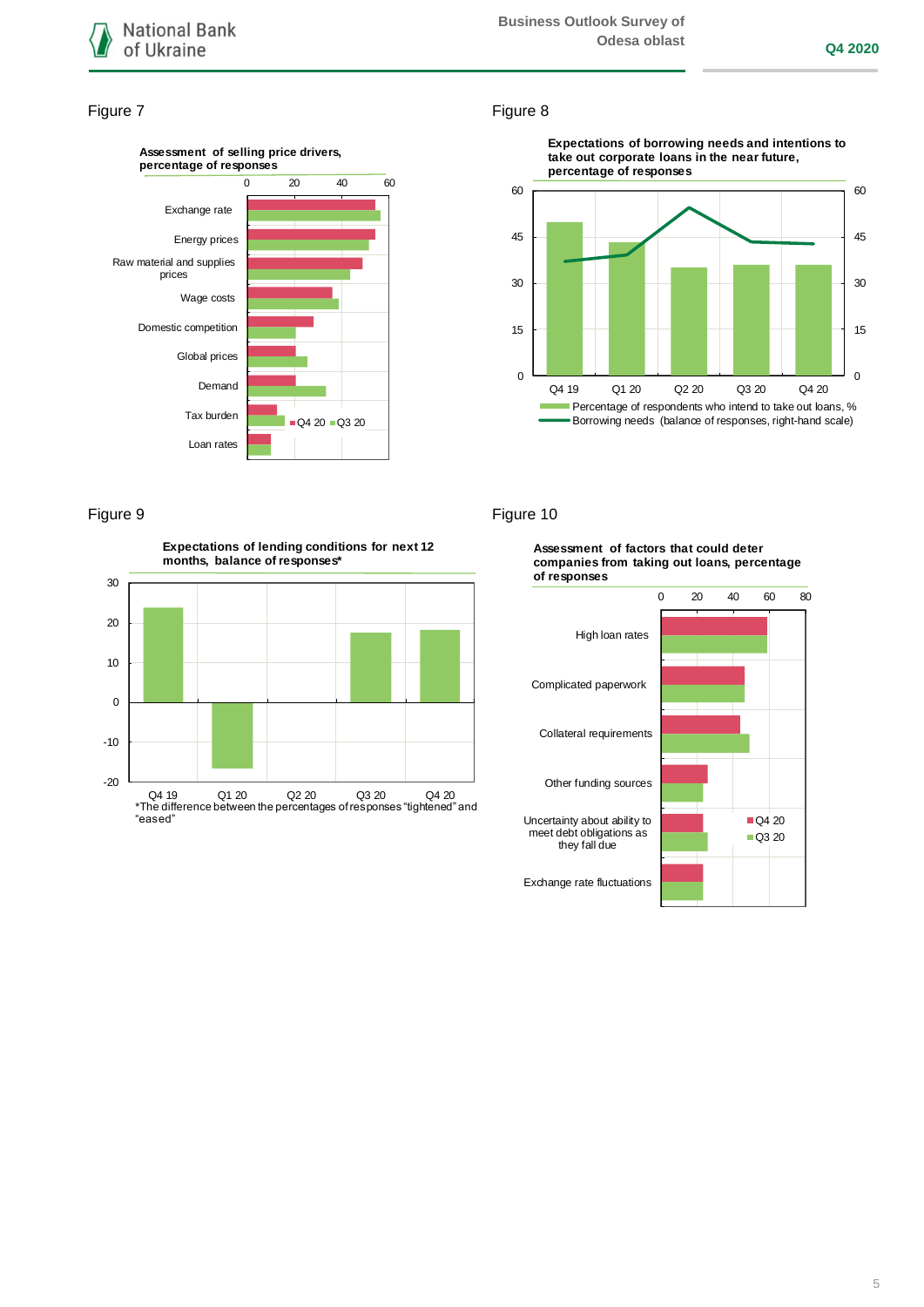Figure 7

**Assessment of selling price drivers, percentage of responses**

0 20 40 60

Exchange rate
Energy prices
Raw material and supplies prices
Wage costs
Domestic competition
Global prices
Demand
Tax burden
Loan rates

Q4 20 Q3 20

Figure 8

**Expectations of borrowing needs and intentions to take out corporate loans in the near future, percentage of responses**

60 45 30 15 0

Q4 19 Q1 20 Q2 20 Q3 20 Q4 20

Percentage of respondents who intend to take out loans, %
Borrowing needs (balance of responses, right-hand scale)

Figure 9

**Expectations of lending conditions for next 12 months, balance of responses***

30 20 10 0 -10 -20

Q4 19 Q1 20 Q2 20 Q3 20 Q4 20

*The difference between the percentages of responses "tightened" and "eased"

Figure 10

**Assessment of factors that could deter companies from taking out loans, percentage of responses**

0 20 40 60 80

High loan rates
Complicated paperwork
Collateral requirements
Other funding sources
Uncertainty about ability to meet debt obligations as they fall due
Exchange rate fluctuations

Q4 20 Q3 20